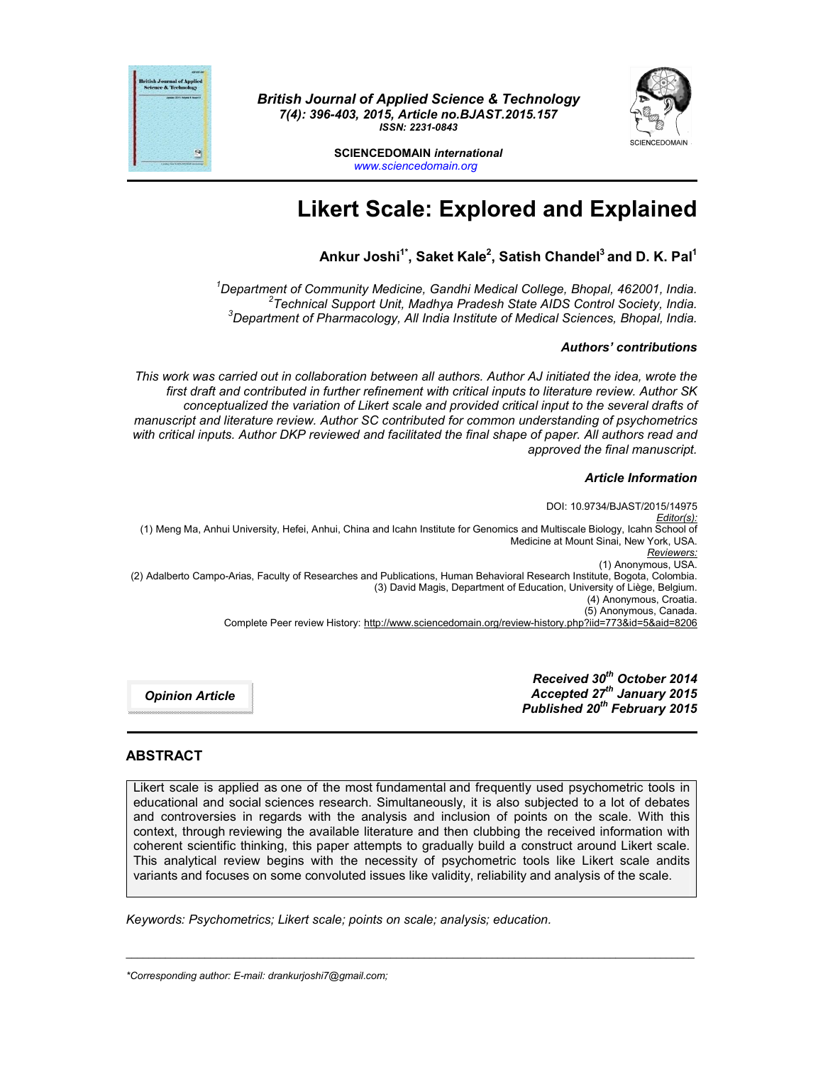British Journal of Applied Science & Technology
7(4): 396-403, 2015, Article no.BJAST.2015.157
ISSN: 2231-0843

SCIENCEDOMAIN *international*
www.sciencedomain.org

# Likert Scale: Explored and Explained

**Ankur Joshi[1*], Saket Kale[2], Satish Chandel[3] and D. K. Pal[1]**

*[1]Department of Community Medicine, Gandhi Medical College, Bhopal, 462001, India.*
*[2]Technical Support Unit, Madhya Pradesh State AIDS Control Society, India.*
*[3]Department of Pharmacology, All India Institute of Medical Sciences, Bhopal, India.*

***Authors' contributions***

*This work was carried out in collaboration between all authors. Author AJ initiated the idea, wrote the first draft and contributed in further refinement with critical inputs to literature review. Author SK conceptualized the variation of Likert scale and provided critical input to the several drafts of manuscript and literature review. Author SC contributed for common understanding of psychometrics with critical inputs. Author DKP reviewed and facilitated the final shape of paper. All authors read and approved the final manuscript.*

***Article Information***

DOI: 10.9734/BJAST/2015/14975
*Editor(s):*
(1) Meng Ma, Anhui University, Hefei, Anhui, China and Icahn Institute for Genomics and Multiscale Biology, Icahn School of Medicine at Mount Sinai, New York, USA.
*Reviewers:*
(1) Anonymous, USA.
(2) Adalberto Campo-Arias, Faculty of Researches and Publications, Human Behavioral Research Institute, Bogota, Colombia.
(3) David Magis, Department of Education, University of Liège, Belgium.
(4) Anonymous, Croatia.
(5) Anonymous, Canada.
Complete Peer review History: http://www.sciencedomain.org/review-history.php?iid=773&id=5&aid=8206

***Opinion Article***

***Received 30th October 2014***
***Accepted 27th January 2015***
***Published 20th February 2015***

## ABSTRACT

Likert scale is applied as one of the most fundamental and frequently used psychometric tools in educational and social sciences research. Simultaneously, it is also subjected to a lot of debates and controversies in regards with the analysis and inclusion of points on the scale. With this context, through reviewing the available literature and then clubbing the received information with coherent scientific thinking, this paper attempts to gradually build a construct around Likert scale. This analytical review begins with the necessity of psychometric tools like Likert scale andits variants and focuses on some convoluted issues like validity, reliability and analysis of the scale.

*Keywords: Psychometrics; Likert scale; points on scale; analysis; education.*

---

*\*Corresponding author: E-mail: drankurjoshi7@gmail.com;*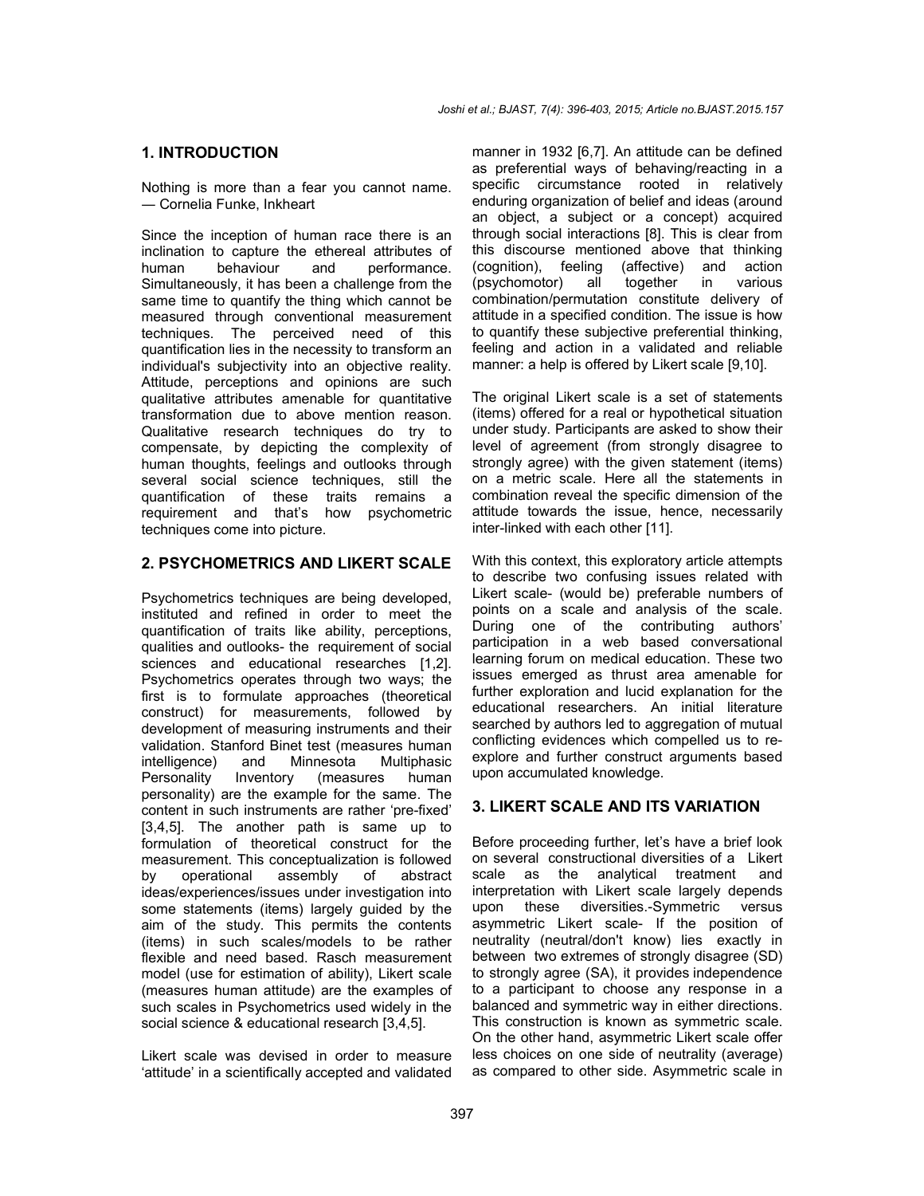## 1. INTRODUCTION

Nothing is more than a fear you cannot name. — Cornelia Funke, Inkheart

Since the inception of human race there is an inclination to capture the ethereal attributes of human behaviour and performance. Simultaneously, it has been a challenge from the same time to quantify the thing which cannot be measured through conventional measurement techniques. The perceived need of this quantification lies in the necessity to transform an individual's subjectivity into an objective reality. Attitude, perceptions and opinions are such qualitative attributes amenable for quantitative transformation due to above mention reason. Qualitative research techniques do try to compensate, by depicting the complexity of human thoughts, feelings and outlooks through several social science techniques, still the quantification of these traits remains a requirement and that's how psychometric techniques come into picture.

## 2. PSYCHOMETRICS AND LIKERT SCALE

Psychometrics techniques are being developed, instituted and refined in order to meet the quantification of traits like ability, perceptions, qualities and outlooks- the requirement of social sciences and educational researches [1,2]. Psychometrics operates through two ways; the first is to formulate approaches (theoretical construct) for measurements, followed by development of measuring instruments and their validation. Stanford Binet test (measures human intelligence) and Minnesota Multiphasic Personality Inventory (measures human personality) are the example for the same. The content in such instruments are rather 'pre-fixed' [3,4,5]. The another path is same up to formulation of theoretical construct for the measurement. This conceptualization is followed by operational assembly of abstract ideas/experiences/issues under investigation into some statements (items) largely guided by the aim of the study. This permits the contents (items) in such scales/models to be rather flexible and need based. Rasch measurement model (use for estimation of ability), Likert scale (measures human attitude) are the examples of such scales in Psychometrics used widely in the social science & educational research [3,4,5].

Likert scale was devised in order to measure 'attitude' in a scientifically accepted and validated manner in 1932 [6,7]. An attitude can be defined as preferential ways of behaving/reacting in a specific circumstance rooted in relatively enduring organization of belief and ideas (around an object, a subject or a concept) acquired through social interactions [8]. This is clear from this discourse mentioned above that thinking (cognition), feeling (affective) and action (psychomotor) all together in various combination/permutation constitute delivery of attitude in a specified condition. The issue is how to quantify these subjective preferential thinking, feeling and action in a validated and reliable manner: a help is offered by Likert scale [9,10].

The original Likert scale is a set of statements (items) offered for a real or hypothetical situation under study. Participants are asked to show their level of agreement (from strongly disagree to strongly agree) with the given statement (items) on a metric scale. Here all the statements in combination reveal the specific dimension of the attitude towards the issue, hence, necessarily inter-linked with each other [11].

With this context, this exploratory article attempts to describe two confusing issues related with Likert scale- (would be) preferable numbers of points on a scale and analysis of the scale. During one of the contributing authors' participation in a web based conversational learning forum on medical education. These two issues emerged as thrust area amenable for further exploration and lucid explanation for the educational researchers. An initial literature searched by authors led to aggregation of mutual conflicting evidences which compelled us to re-explore and further construct arguments based upon accumulated knowledge.

## 3. LIKERT SCALE AND ITS VARIATION

Before proceeding further, let's have a brief look on several constructional diversities of a Likert scale as the analytical treatment and interpretation with Likert scale largely depends upon these diversities.-Symmetric versus asymmetric Likert scale- If the position of neutrality (neutral/don't know) lies exactly in between two extremes of strongly disagree (SD) to strongly agree (SA), it provides independence to a participant to choose any response in a balanced and symmetric way in either directions. This construction is known as symmetric scale. On the other hand, asymmetric Likert scale offer less choices on one side of neutrality (average) as compared to other side. Asymmetric scale in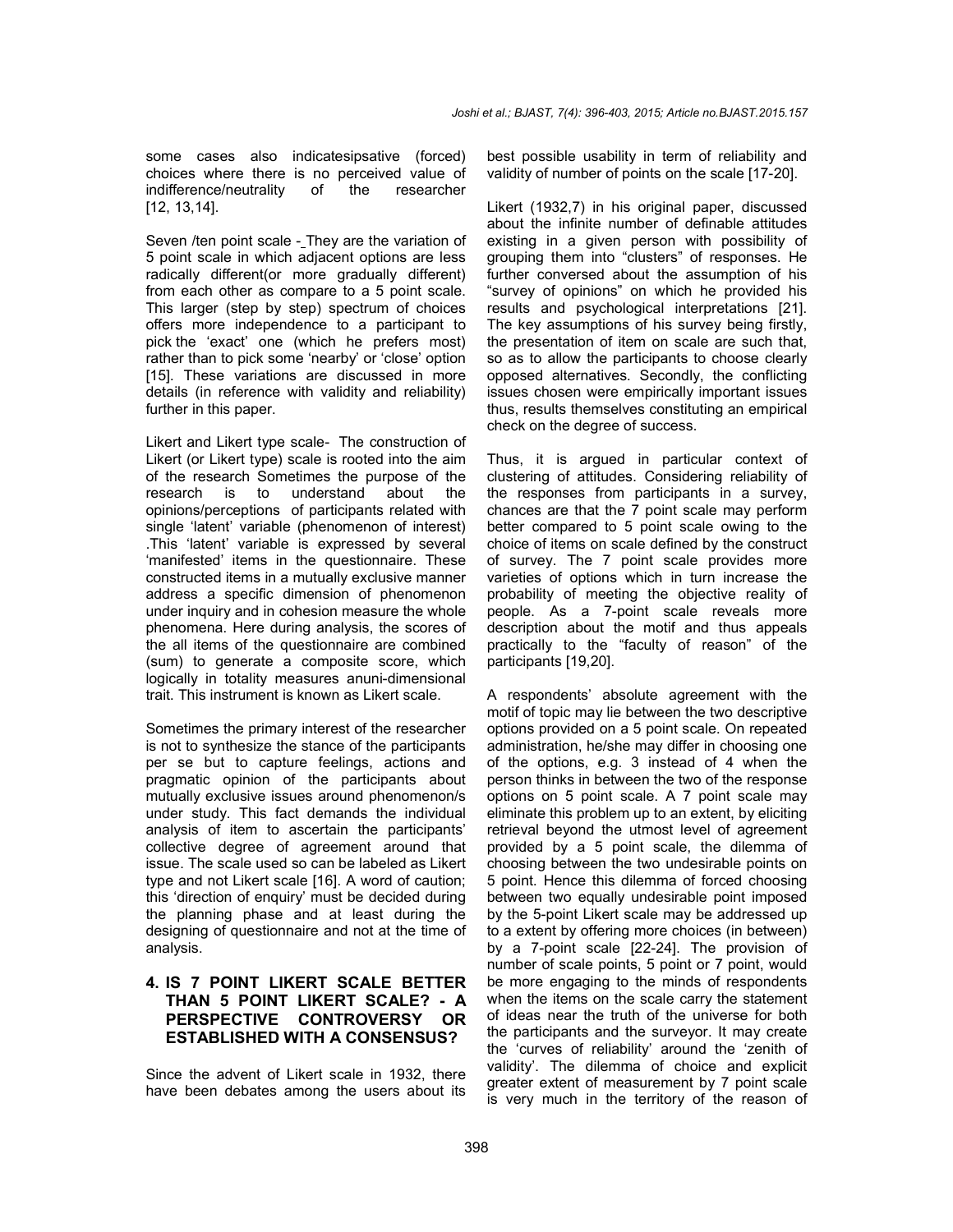some cases also indicatesipsative (forced) choices where there is no perceived value of indifference/neutrality of the researcher [12, 13,14].

Seven /ten point scale - They are the variation of 5 point scale in which adjacent options are less radically different(or more gradually different) from each other as compare to a 5 point scale. This larger (step by step) spectrum of choices offers more independence to a participant to pick the 'exact' one (which he prefers most) rather than to pick some 'nearby' or 'close' option [15]. These variations are discussed in more details (in reference with validity and reliability) further in this paper.

Likert and Likert type scale- The construction of Likert (or Likert type) scale is rooted into the aim of the research Sometimes the purpose of the research is to understand about the opinions/perceptions of participants related with single 'latent' variable (phenomenon of interest) .This 'latent' variable is expressed by several 'manifested' items in the questionnaire. These constructed items in a mutually exclusive manner address a specific dimension of phenomenon under inquiry and in cohesion measure the whole phenomena. Here during analysis, the scores of the all items of the questionnaire are combined (sum) to generate a composite score, which logically in totality measures anuni-dimensional trait. This instrument is known as Likert scale.

Sometimes the primary interest of the researcher is not to synthesize the stance of the participants per se but to capture feelings, actions and pragmatic opinion of the participants about mutually exclusive issues around phenomenon/s under study. This fact demands the individual analysis of item to ascertain the participants' collective degree of agreement around that issue. The scale used so can be labeled as Likert type and not Likert scale [16]. A word of caution; this 'direction of enquiry' must be decided during the planning phase and at least during the designing of questionnaire and not at the time of analysis.

## 4. IS 7 POINT LIKERT SCALE BETTER THAN 5 POINT LIKERT SCALE? - A PERSPECTIVE CONTROVERSY OR ESTABLISHED WITH A CONSENSUS?

Since the advent of Likert scale in 1932, there have been debates among the users about its best possible usability in term of reliability and validity of number of points on the scale [17-20].

Likert (1932,7) in his original paper, discussed about the infinite number of definable attitudes existing in a given person with possibility of grouping them into "clusters" of responses. He further conversed about the assumption of his "survey of opinions" on which he provided his results and psychological interpretations [21]. The key assumptions of his survey being firstly, the presentation of item on scale are such that, so as to allow the participants to choose clearly opposed alternatives. Secondly, the conflicting issues chosen were empirically important issues thus, results themselves constituting an empirical check on the degree of success.

Thus, it is argued in particular context of clustering of attitudes. Considering reliability of the responses from participants in a survey, chances are that the 7 point scale may perform better compared to 5 point scale owing to the choice of items on scale defined by the construct of survey. The 7 point scale provides more varieties of options which in turn increase the probability of meeting the objective reality of people. As a 7-point scale reveals more description about the motif and thus appeals practically to the "faculty of reason" of the participants [19,20].

A respondents' absolute agreement with the motif of topic may lie between the two descriptive options provided on a 5 point scale. On repeated administration, he/she may differ in choosing one of the options, e.g. 3 instead of 4 when the person thinks in between the two of the response options on 5 point scale. A 7 point scale may eliminate this problem up to an extent, by eliciting retrieval beyond the utmost level of agreement provided by a 5 point scale, the dilemma of choosing between the two undesirable points on 5 point. Hence this dilemma of forced choosing between two equally undesirable point imposed by the 5-point Likert scale may be addressed up to a extent by offering more choices (in between) by a 7-point scale [22-24]. The provision of number of scale points, 5 point or 7 point, would be more engaging to the minds of respondents when the items on the scale carry the statement of ideas near the truth of the universe for both the participants and the surveyor. It may create the 'curves of reliability' around the 'zenith of validity'. The dilemma of choice and explicit greater extent of measurement by 7 point scale is very much in the territory of the reason of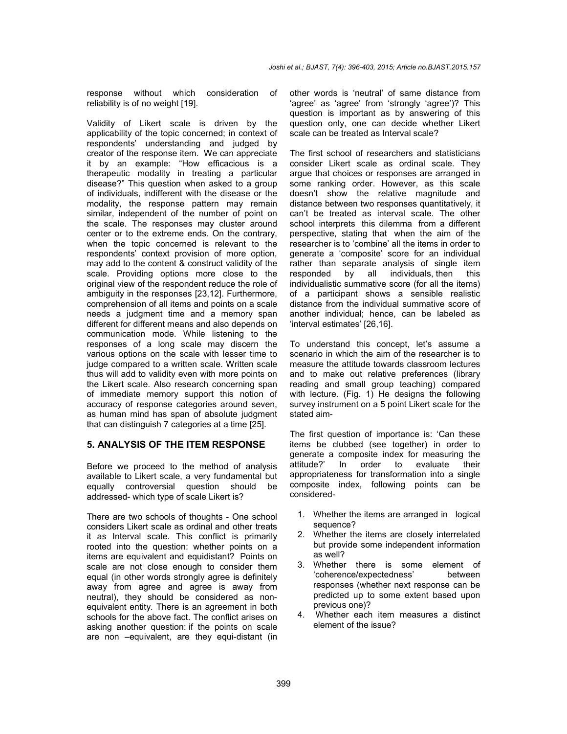response without which consideration of reliability is of no weight [19].

Validity of Likert scale is driven by the applicability of the topic concerned; in context of respondents' understanding and judged by creator of the response item. We can appreciate it by an example: "How efficacious is a therapeutic modality in treating a particular disease?" This question when asked to a group of individuals, indifferent with the disease or the modality, the response pattern may remain similar, independent of the number of point on the scale. The responses may cluster around center or to the extreme ends. On the contrary, when the topic concerned is relevant to the respondents' context provision of more option, may add to the content & construct validity of the scale. Providing options more close to the original view of the respondent reduce the role of ambiguity in the responses [23,12]. Furthermore, comprehension of all items and points on a scale needs a judgment time and a memory span different for different means and also depends on communication mode. While listening to the responses of a long scale may discern the various options on the scale with lesser time to judge compared to a written scale. Written scale thus will add to validity even with more points on the Likert scale. Also research concerning span of immediate memory support this notion of accuracy of response categories around seven, as human mind has span of absolute judgment that can distinguish 7 categories at a time [25].

## 5. ANALYSIS OF THE ITEM RESPONSE

Before we proceed to the method of analysis available to Likert scale, a very fundamental but equally controversial question should be addressed- which type of scale Likert is?

There are two schools of thoughts - One school considers Likert scale as ordinal and other treats it as Interval scale. This conflict is primarily rooted into the question: whether points on a items are equivalent and equidistant? Points on scale are not close enough to consider them equal (in other words strongly agree is definitely away from agree and agree is away from neutral), they should be considered as non-equivalent entity. There is an agreement in both schools for the above fact. The conflict arises on asking another question: if the points on scale are non –equivalent, are they equi-distant (in other words is 'neutral' of same distance from 'agree' as 'agree' from 'strongly 'agree')? This question is important as by answering of this question only, one can decide whether Likert scale can be treated as Interval scale?

The first school of researchers and statisticians consider Likert scale as ordinal scale. They argue that choices or responses are arranged in some ranking order. However, as this scale doesn't show the relative magnitude and distance between two responses quantitatively, it can't be treated as interval scale. The other school interprets this dilemma from a different perspective, stating that when the aim of the researcher is to 'combine' all the items in order to generate a 'composite' score for an individual rather than separate analysis of single item responded by all individuals, then this individualistic summative score (for all the items) of a participant shows a sensible realistic distance from the individual summative score of another individual; hence, can be labeled as 'interval estimates' [26,16].

To understand this concept, let's assume a scenario in which the aim of the researcher is to measure the attitude towards classroom lectures and to make out relative preferences (library reading and small group teaching) compared with lecture. (Fig. 1) He designs the following survey instrument on a 5 point Likert scale for the stated aim-

The first question of importance is: 'Can these items be clubbed (see together) in order to generate a composite index for measuring the attitude?' In order to evaluate their appropriateness for transformation into a single composite index, following points can be considered-

1. Whether the items are arranged in logical sequence?
2. Whether the items are closely interrelated but provide some independent information as well?
3. Whether there is some element of 'coherence/expectedness' between responses (whether next response can be predicted up to some extent based upon previous one)?
4. Whether each item measures a distinct element of the issue?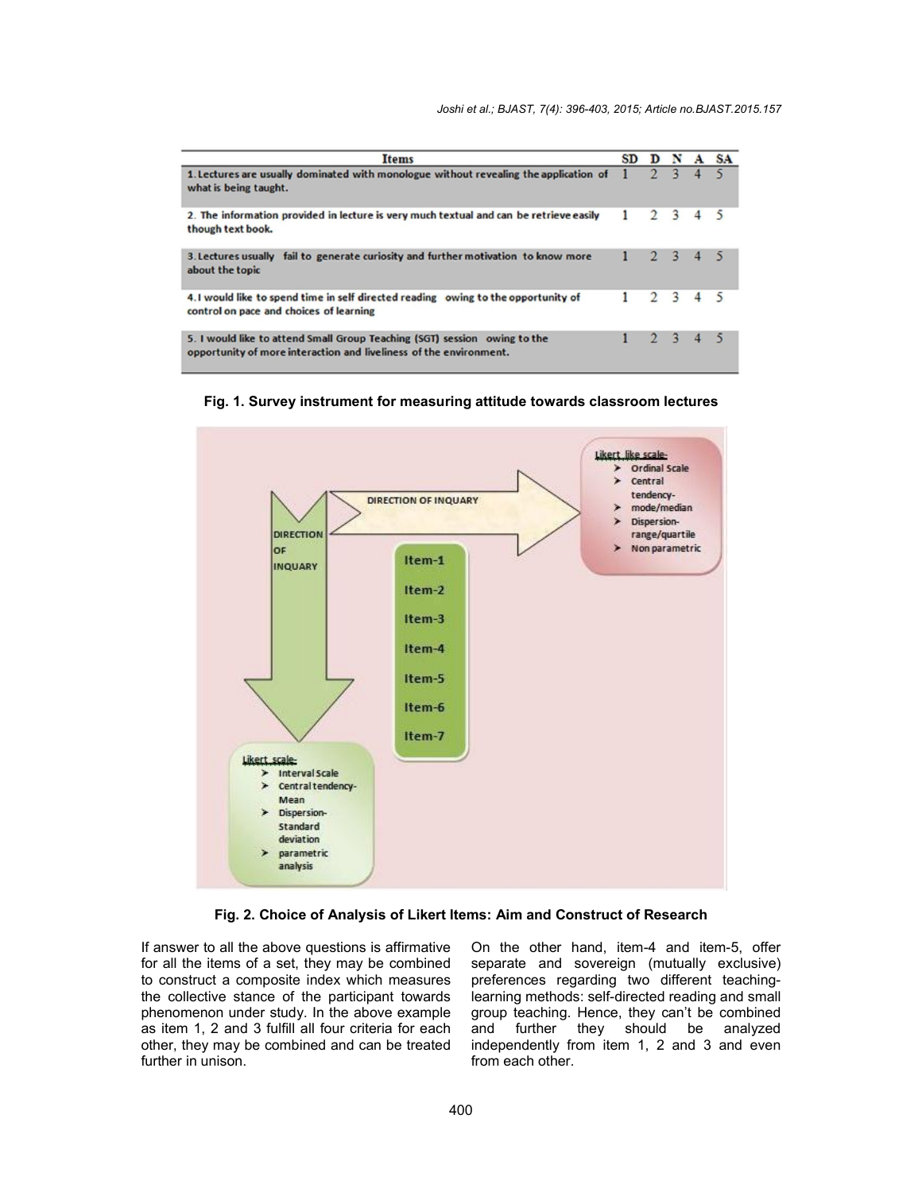| Items | SD | D | N | A | SA |
|---|---|---|---|---|---|
| 1. Lectures are usually dominated with monologue without revealing the application of what is being taught. | 1 | 2 | 3 | 4 | 5 |
| 2. The information provided in lecture is very much textual and can be retrieve easily though text book. | 1 | 2 | 3 | 4 | 5 |
| 3. Lectures usually fail to generate curiosity and further motivation to know more about the topic | 1 | 2 | 3 | 4 | 5 |
| 4. I would like to spend time in self directed reading owing to the opportunity of control on pace and choices of learning | 1 | 2 | 3 | 4 | 5 |
| 5. I would like to attend Small Group Teaching (SGT) session owing to the opportunity of more interaction and liveliness of the environment. | 1 | 2 | 3 | 4 | 5 |

**Fig. 1. Survey instrument for measuring attitude towards classroom lectures**

DIRECTION OF INQUARY

DIRECTION OF INQUARY

Likert like scale-
- Ordinal Scale
- Central tendency-mode/median
- Dispersion-range/quartile
- Non parametric

Item-1
Item-2
Item-3
Item-4
Item-5
Item-6
Item-7

Likert scale-
- Interval Scale
- Central tendency-Mean
- Dispersion-Standard deviation
- parametric analysis

**Fig. 2. Choice of Analysis of Likert Items: Aim and Construct of Research**

If answer to all the above questions is affirmative for all the items of a set, they may be combined to construct a composite index which measures the collective stance of the participant towards phenomenon under study. In the above example as item 1, 2 and 3 fulfill all four criteria for each other, they may be combined and can be treated further in unison.

On the other hand, item-4 and item-5, offer separate and sovereign (mutually exclusive) preferences regarding two different teaching-learning methods: self-directed reading and small group teaching. Hence, they can't be combined and further they should be analyzed independently from item 1, 2 and 3 and even from each other.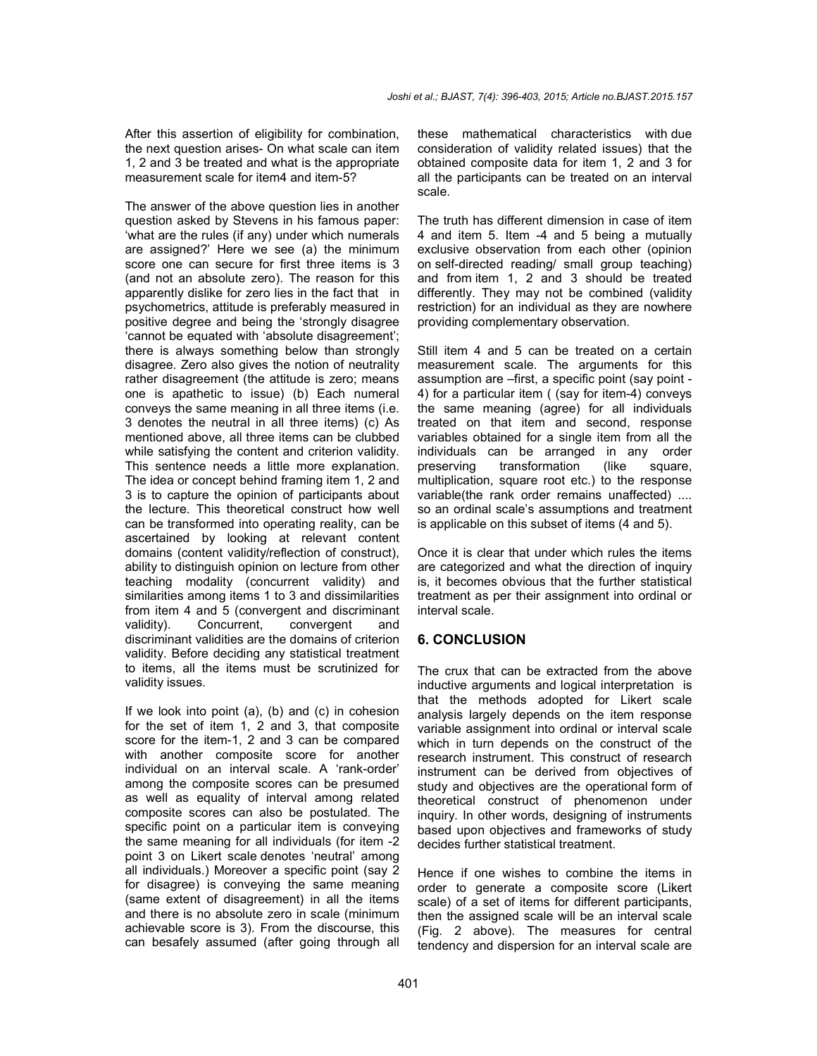After this assertion of eligibility for combination, the next question arises- On what scale can item 1, 2 and 3 be treated and what is the appropriate measurement scale for item4 and item-5?

The answer of the above question lies in another question asked by Stevens in his famous paper: 'what are the rules (if any) under which numerals are assigned?' Here we see (a) the minimum score one can secure for first three items is 3 (and not an absolute zero). The reason for this apparently dislike for zero lies in the fact that in psychometrics, attitude is preferably measured in positive degree and being the 'strongly disagree 'cannot be equated with 'absolute disagreement'; there is always something below than strongly disagree. Zero also gives the notion of neutrality rather disagreement (the attitude is zero; means one is apathetic to issue) (b) Each numeral conveys the same meaning in all three items (i.e. 3 denotes the neutral in all three items) (c) As mentioned above, all three items can be clubbed while satisfying the content and criterion validity. This sentence needs a little more explanation. The idea or concept behind framing item 1, 2 and 3 is to capture the opinion of participants about the lecture. This theoretical construct how well can be transformed into operating reality, can be ascertained by looking at relevant content domains (content validity/reflection of construct), ability to distinguish opinion on lecture from other teaching modality (concurrent validity) and similarities among items 1 to 3 and dissimilarities from item 4 and 5 (convergent and discriminant validity). Concurrent, convergent and discriminant validities are the domains of criterion validity. Before deciding any statistical treatment to items, all the items must be scrutinized for validity issues.

If we look into point (a), (b) and (c) in cohesion for the set of item 1, 2 and 3, that composite score for the item-1, 2 and 3 can be compared with another composite score for another individual on an interval scale. A 'rank-order' among the composite scores can be presumed as well as equality of interval among related composite scores can also be postulated. The specific point on a particular item is conveying the same meaning for all individuals (for item -2 point 3 on Likert scale denotes 'neutral' among all individuals.) Moreover a specific point (say 2 for disagree) is conveying the same meaning (same extent of disagreement) in all the items and there is no absolute zero in scale (minimum achievable score is 3). From the discourse, this can besafely assumed (after going through all these mathematical characteristics with due consideration of validity related issues) that the obtained composite data for item 1, 2 and 3 for all the participants can be treated on an interval scale.

The truth has different dimension in case of item 4 and item 5. Item -4 and 5 being a mutually exclusive observation from each other (opinion on self-directed reading/ small group teaching) and from item 1, 2 and 3 should be treated differently. They may not be combined (validity restriction) for an individual as they are nowhere providing complementary observation.

Still item 4 and 5 can be treated on a certain measurement scale. The arguments for this assumption are –first, a specific point (say point - 4) for a particular item ( (say for item-4) conveys the same meaning (agree) for all individuals treated on that item and second, response variables obtained for a single item from all the individuals can be arranged in any order preserving transformation (like square, multiplication, square root etc.) to the response variable(the rank order remains unaffected) .... so an ordinal scale's assumptions and treatment is applicable on this subset of items (4 and 5).

Once it is clear that under which rules the items are categorized and what the direction of inquiry is, it becomes obvious that the further statistical treatment as per their assignment into ordinal or interval scale.

## 6. CONCLUSION

The crux that can be extracted from the above inductive arguments and logical interpretation is that the methods adopted for Likert scale analysis largely depends on the item response variable assignment into ordinal or interval scale which in turn depends on the construct of the research instrument. This construct of research instrument can be derived from objectives of study and objectives are the operational form of theoretical construct of phenomenon under inquiry. In other words, designing of instruments based upon objectives and frameworks of study decides further statistical treatment.

Hence if one wishes to combine the items in order to generate a composite score (Likert scale) of a set of items for different participants, then the assigned scale will be an interval scale (Fig. 2 above). The measures for central tendency and dispersion for an interval scale are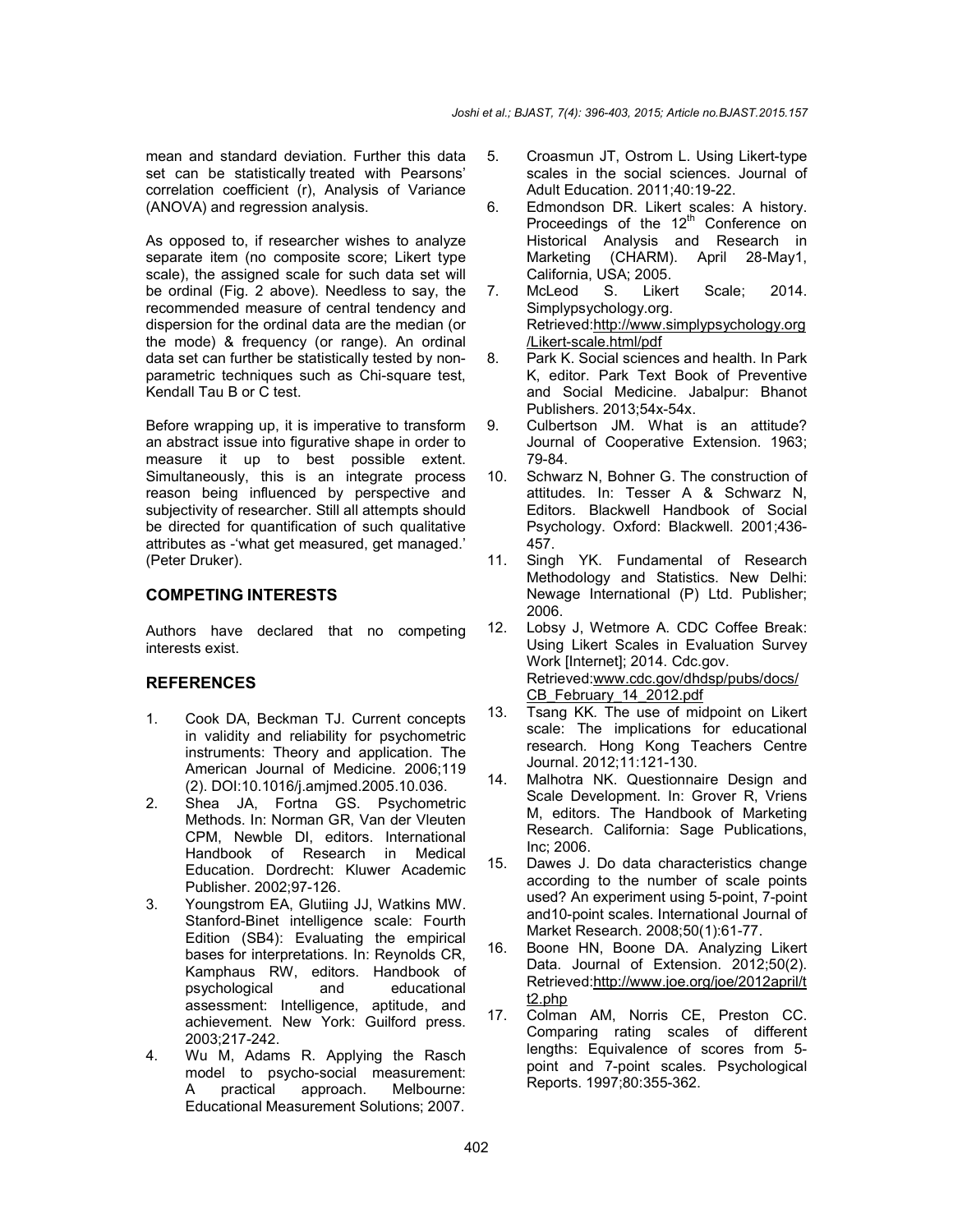mean and standard deviation. Further this data set can be statistically treated with Pearsons' correlation coefficient (r), Analysis of Variance (ANOVA) and regression analysis.

As opposed to, if researcher wishes to analyze separate item (no composite score; Likert type scale), the assigned scale for such data set will be ordinal (Fig. 2 above). Needless to say, the recommended measure of central tendency and dispersion for the ordinal data are the median (or the mode) & frequency (or range). An ordinal data set can further be statistically tested by non-parametric techniques such as Chi-square test, Kendall Tau B or C test.

Before wrapping up, it is imperative to transform an abstract issue into figurative shape in order to measure it up to best possible extent. Simultaneously, this is an integrate process reason being influenced by perspective and subjectivity of researcher. Still all attempts should be directed for quantification of such qualitative attributes as -'what get measured, get managed.' (Peter Druker).

## COMPETING INTERESTS

Authors have declared that no competing interests exist.

## REFERENCES

1. Cook DA, Beckman TJ. Current concepts in validity and reliability for psychometric instruments: Theory and application. The American Journal of Medicine. 2006;119 (2). DOI:10.1016/j.amjmed.2005.10.036.
2. Shea JA, Fortna GS. Psychometric Methods. In: Norman GR, Van der Vleuten CPM, Newble DI, editors. International Handbook of Research in Medical Education. Dordrecht: Kluwer Academic Publisher. 2002;97-126.
3. Youngstrom EA, Glutiing JJ, Watkins MW. Stanford-Binet intelligence scale: Fourth Edition (SB4): Evaluating the empirical bases for interpretations. In: Reynolds CR, Kamphaus RW, editors. Handbook of psychological and educational assessment: Intelligence, aptitude, and achievement. New York: Guilford press. 2003;217-242.
4. Wu M, Adams R. Applying the Rasch model to psycho-social measurement: A practical approach. Melbourne: Educational Measurement Solutions; 2007.
5. Croasmun JT, Ostrom L. Using Likert-type scales in the social sciences. Journal of Adult Education. 2011;40:19-22.
6. Edmondson DR. Likert scales: A history. Proceedings of the 12th Conference on Historical Analysis and Research in Marketing (CHARM). April 28-May1, California, USA; 2005.
7. McLeod S. Likert Scale; 2014. Simplypsychology.org. Retrieved:http://www.simplypsychology.org/Likert-scale.html/pdf
8. Park K. Social sciences and health. In Park K, editor. Park Text Book of Preventive and Social Medicine. Jabalpur: Bhanot Publishers. 2013;54x-54x.
9. Culbertson JM. What is an attitude? Journal of Cooperative Extension. 1963; 79-84.
10. Schwarz N, Bohner G. The construction of attitudes. In: Tesser A & Schwarz N, Editors. Blackwell Handbook of Social Psychology. Oxford: Blackwell. 2001;436-457.
11. Singh YK. Fundamental of Research Methodology and Statistics. New Delhi: Newage International (P) Ltd. Publisher; 2006.
12. Lobsy J, Wetmore A. CDC Coffee Break: Using Likert Scales in Evaluation Survey Work [Internet]; 2014. Cdc.gov. Retrieved:www.cdc.gov/dhdsp/pubs/docs/CB_February_14_2012.pdf
13. Tsang KK. The use of midpoint on Likert scale: The implications for educational research. Hong Kong Teachers Centre Journal. 2012;11:121-130.
14. Malhotra NK. Questionnaire Design and Scale Development. In: Grover R, Vriens M, editors. The Handbook of Marketing Research. California: Sage Publications, Inc; 2006.
15. Dawes J. Do data characteristics change according to the number of scale points used? An experiment using 5-point, 7-point and10-point scales. International Journal of Market Research. 2008;50(1):61-77.
16. Boone HN, Boone DA. Analyzing Likert Data. Journal of Extension. 2012;50(2). Retrieved:http://www.joe.org/joe/2012april/tt2.php
17. Colman AM, Norris CE, Preston CC. Comparing rating scales of different lengths: Equivalence of scores from 5-point and 7-point scales. Psychological Reports. 1997;80:355-362.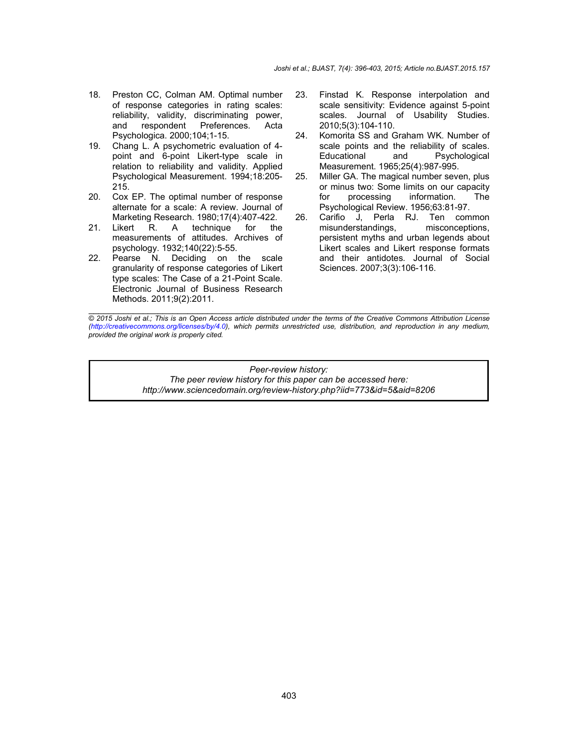18. Preston CC, Colman AM. Optimal number of response categories in rating scales: reliability, validity, discriminating power, and respondent Preferences. Acta Psychologica. 2000;104;1-15.
19. Chang L. A psychometric evaluation of 4-point and 6-point Likert-type scale in relation to reliability and validity. Applied Psychological Measurement. 1994;18:205-215.
20. Cox EP. The optimal number of response alternate for a scale: A review. Journal of Marketing Research. 1980;17(4):407-422.
21. Likert R. A technique for the measurements of attitudes. Archives of psychology. 1932;140(22):5-55.
22. Pearse N. Deciding on the scale granularity of response categories of Likert type scales: The Case of a 21-Point Scale. Electronic Journal of Business Research Methods. 2011;9(2):2011.
23. Finstad K. Response interpolation and scale sensitivity: Evidence against 5-point scales. Journal of Usability Studies. 2010;5(3):104-110.
24. Komorita SS and Graham WK. Number of scale points and the reliability of scales. Educational and Psychological Measurement. 1965;25(4):987-995.
25. Miller GA. The magical number seven, plus or minus two: Some limits on our capacity for processing information. The Psychological Review. 1956;63:81-97.
26. Carifio J, Perla RJ. Ten common misunderstandings, misconceptions, persistent myths and urban legends about Likert scales and Likert response formats and their antidotes. Journal of Social Sciences. 2007;3(3):106-116.

---

*© 2015 Joshi et al.; This is an Open Access article distributed under the terms of the Creative Commons Attribution License (http://creativecommons.org/licenses/by/4.0), which permits unrestricted use, distribution, and reproduction in any medium, provided the original work is properly cited.*

*Peer-review history:*
*The peer review history for this paper can be accessed here:*
*http://www.sciencedomain.org/review-history.php?iid=773&id=5&aid=8206*